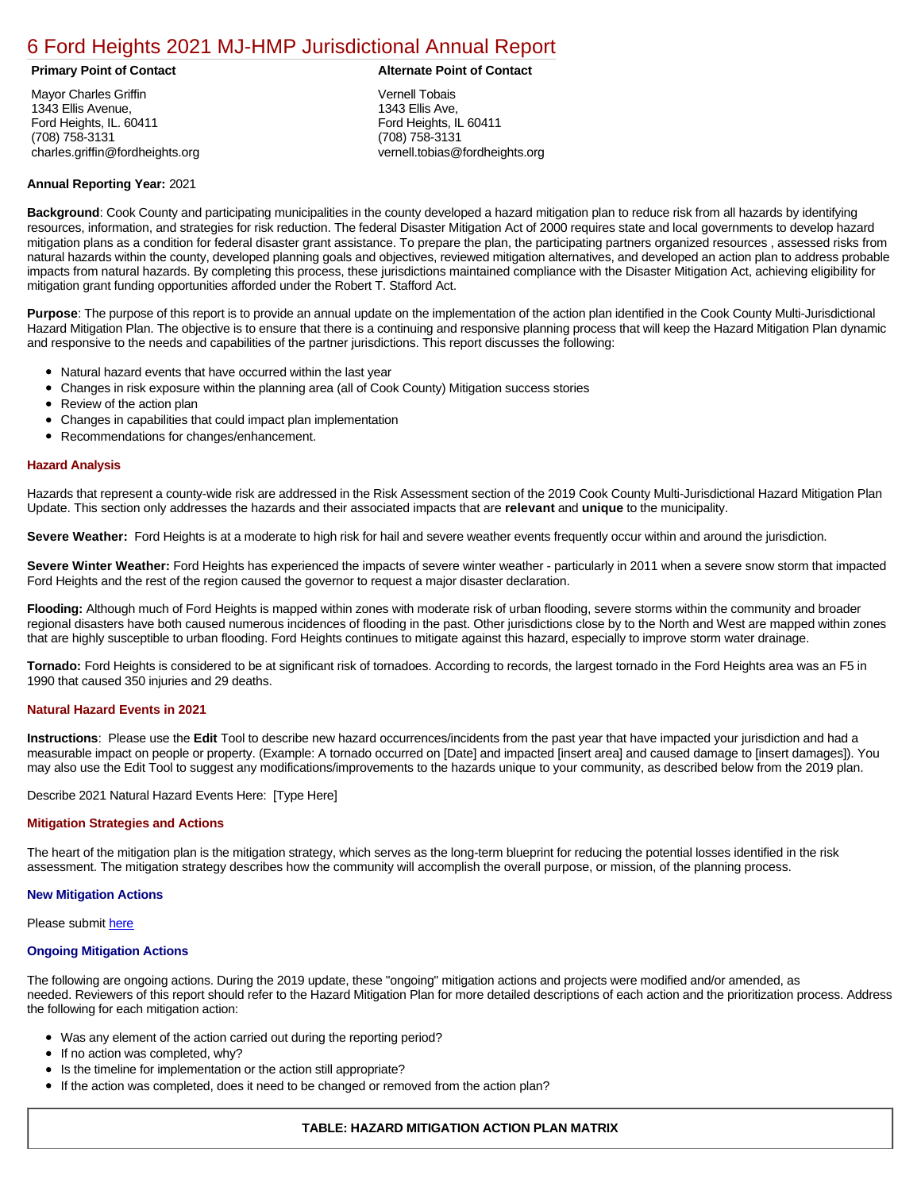# 6 Ford Heights 2021 MJ-HMP Jurisdictional Annual Report

**Primary Point of Contact**

Mayor Charles Griffin
1343 Ellis Avenue,
Ford Heights, IL. 60411
(708) 758-3131
charles.griffin@fordheights.org

**Alternate Point of Contact**

Vernell Tobais
1343 Ellis Ave,
Ford Heights, IL 60411
(708) 758-3131
vernell.tobias@fordheights.org

**Annual Reporting Year:** 2021

**Background**: Cook County and participating municipalities in the county developed a hazard mitigation plan to reduce risk from all hazards by identifying resources, information, and strategies for risk reduction. The federal Disaster Mitigation Act of 2000 requires state and local governments to develop hazard mitigation plans as a condition for federal disaster grant assistance. To prepare the plan, the participating partners organized resources , assessed risks from natural hazards within the county, developed planning goals and objectives, reviewed mitigation alternatives, and developed an action plan to address probable impacts from natural hazards. By completing this process, these jurisdictions maintained compliance with the Disaster Mitigation Act, achieving eligibility for mitigation grant funding opportunities afforded under the Robert T. Stafford Act.

**Purpose**: The purpose of this report is to provide an annual update on the implementation of the action plan identified in the Cook County Multi-Jurisdictional Hazard Mitigation Plan. The objective is to ensure that there is a continuing and responsive planning process that will keep the Hazard Mitigation Plan dynamic and responsive to the needs and capabilities of the partner jurisdictions. This report discusses the following:

- Natural hazard events that have occurred within the last year
- Changes in risk exposure within the planning area (all of Cook County) Mitigation success stories
- Review of the action plan
- Changes in capabilities that could impact plan implementation
- Recommendations for changes/enhancement.

### Hazard Analysis

Hazards that represent a county-wide risk are addressed in the Risk Assessment section of the 2019 Cook County Multi-Jurisdictional Hazard Mitigation Plan Update. This section only addresses the hazards and their associated impacts that are **relevant** and **unique** to the municipality.

**Severe Weather:** Ford Heights is at a moderate to high risk for hail and severe weather events frequently occur within and around the jurisdiction.

**Severe Winter Weather:** Ford Heights has experienced the impacts of severe winter weather - particularly in 2011 when a severe snow storm that impacted Ford Heights and the rest of the region caused the governor to request a major disaster declaration.

**Flooding:** Although much of Ford Heights is mapped within zones with moderate risk of urban flooding, severe storms within the community and broader regional disasters have both caused numerous incidences of flooding in the past. Other jurisdictions close by to the North and West are mapped within zones that are highly susceptible to urban flooding. Ford Heights continues to mitigate against this hazard, especially to improve storm water drainage.

**Tornado:** Ford Heights is considered to be at significant risk of tornadoes. According to records, the largest tornado in the Ford Heights area was an F5 in 1990 that caused 350 injuries and 29 deaths.

### Natural Hazard Events in 2021

**Instructions**: Please use the **Edit** Tool to describe new hazard occurrences/incidents from the past year that have impacted your jurisdiction and had a measurable impact on people or property. (Example: A tornado occurred on [Date] and impacted [insert area] and caused damage to [insert damages]). You may also use the Edit Tool to suggest any modifications/improvements to the hazards unique to your community, as described below from the 2019 plan.

Describe 2021 Natural Hazard Events Here: [Type Here]

### Mitigation Strategies and Actions

The heart of the mitigation plan is the mitigation strategy, which serves as the long-term blueprint for reducing the potential losses identified in the risk assessment. The mitigation strategy describes how the community will accomplish the overall purpose, or mission, of the planning process.

### New Mitigation Actions

Please submit here

### Ongoing Mitigation Actions

The following are ongoing actions. During the 2019 update, these "ongoing" mitigation actions and projects were modified and/or amended, as needed. Reviewers of this report should refer to the Hazard Mitigation Plan for more detailed descriptions of each action and the prioritization process. Address the following for each mitigation action:

- Was any element of the action carried out during the reporting period?
- If no action was completed, why?
- Is the timeline for implementation or the action still appropriate?
- If the action was completed, does it need to be changed or removed from the action plan?

**TABLE: HAZARD MITIGATION ACTION PLAN MATRIX**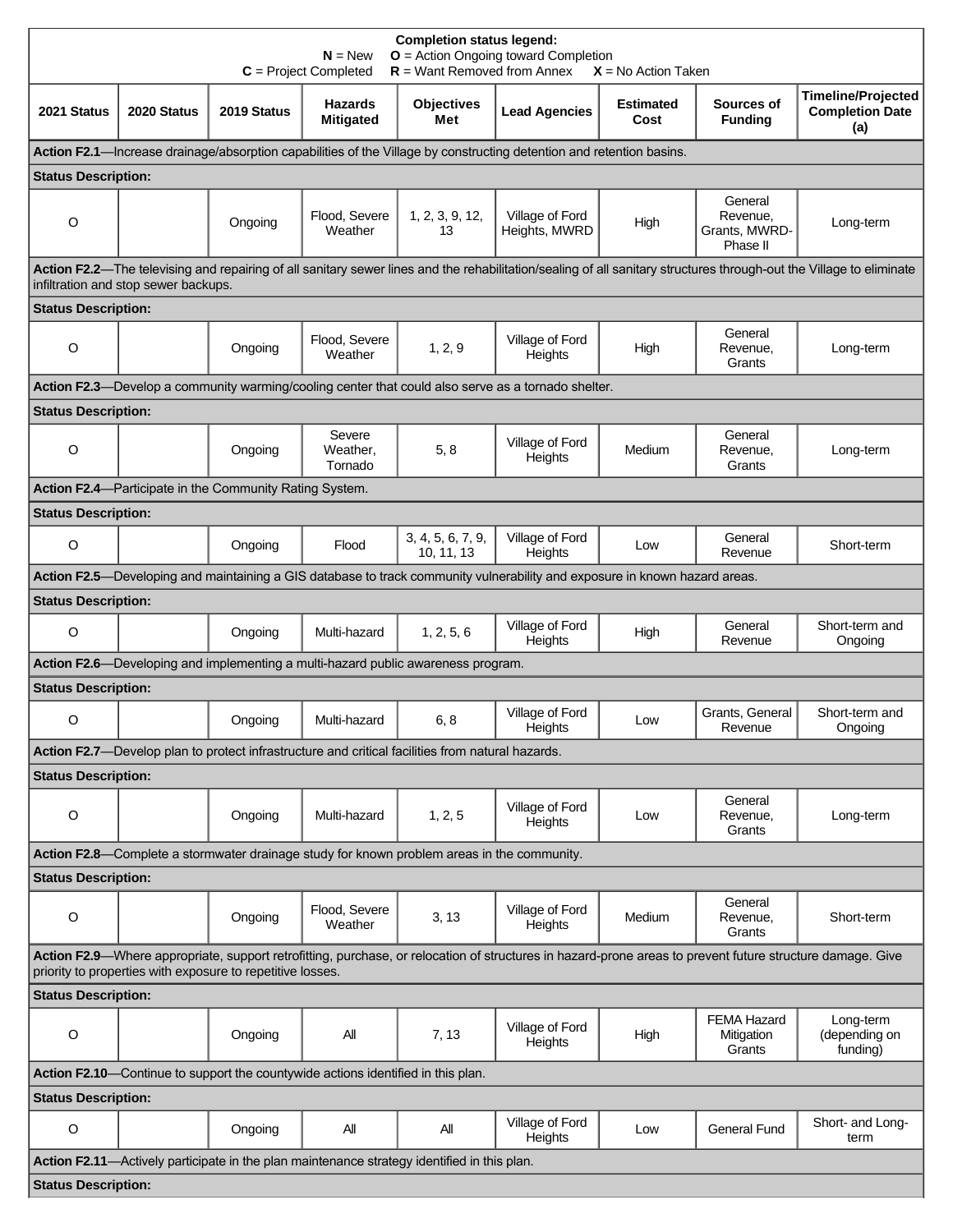**Completion status legend:**
**N** = New **O** = Action Ongoing toward Completion
**C** = Project Completed **R** = Want Removed from Annex **X** = No Action Taken

| 2021 Status | 2020 Status | 2019 Status | Hazards Mitigated | Objectives Met | Lead Agencies | Estimated Cost | Sources of Funding | Timeline/Projected Completion Date (a) |
|---|---|---|---|---|---|---|---|---|
| **Action F2.1**—Increase drainage/absorption capabilities of the Village by constructing detention and retention basins. | | | | | | | | |
| **Status Description:** | | | | | | | | |
| O | | Ongoing | Flood, Severe Weather | 1, 2, 3, 9, 12, 13 | Village of Ford Heights, MWRD | High | General Revenue, Grants, MWRD-Phase II | Long-term |
| **Action F2.2**—The televising and repairing of all sanitary sewer lines and the rehabilitation/sealing of all sanitary structures through-out the Village to eliminate infiltration and stop sewer backups. | | | | | | | | |
| **Status Description:** | | | | | | | | |
| O | | Ongoing | Flood, Severe Weather | 1, 2, 9 | Village of Ford Heights | High | General Revenue, Grants | Long-term |
| **Action F2.3**—Develop a community warming/cooling center that could also serve as a tornado shelter. | | | | | | | | |
| **Status Description:** | | | | | | | | |
| O | | Ongoing | Severe Weather, Tornado | 5, 8 | Village of Ford Heights | Medium | General Revenue, Grants | Long-term |
| **Action F2.4**—Participate in the Community Rating System. | | | | | | | | |
| **Status Description:** | | | | | | | | |
| O | | Ongoing | Flood | 3, 4, 5, 6, 7, 9, 10, 11, 13 | Village of Ford Heights | Low | General Revenue | Short-term |
| **Action F2.5**—Developing and maintaining a GIS database to track community vulnerability and exposure in known hazard areas. | | | | | | | | |
| **Status Description:** | | | | | | | | |
| O | | Ongoing | Multi-hazard | 1, 2, 5, 6 | Village of Ford Heights | High | General Revenue | Short-term and Ongoing |
| **Action F2.6**—Developing and implementing a multi-hazard public awareness program. | | | | | | | | |
| **Status Description:** | | | | | | | | |
| O | | Ongoing | Multi-hazard | 6, 8 | Village of Ford Heights | Low | Grants, General Revenue | Short-term and Ongoing |
| **Action F2.7**—Develop plan to protect infrastructure and critical facilities from natural hazards. | | | | | | | | |
| **Status Description:** | | | | | | | | |
| O | | Ongoing | Multi-hazard | 1, 2, 5 | Village of Ford Heights | Low | General Revenue, Grants | Long-term |
| **Action F2.8**—Complete a stormwater drainage study for known problem areas in the community. | | | | | | | | |
| **Status Description:** | | | | | | | | |
| O | | Ongoing | Flood, Severe Weather | 3, 13 | Village of Ford Heights | Medium | General Revenue, Grants | Short-term |
| **Action F2.9**—Where appropriate, support retrofitting, purchase, or relocation of structures in hazard-prone areas to prevent future structure damage. Give priority to properties with exposure to repetitive losses. | | | | | | | | |
| **Status Description:** | | | | | | | | |
| O | | Ongoing | All | 7, 13 | Village of Ford Heights | High | FEMA Hazard Mitigation Grants | Long-term (depending on funding) |
| **Action F2.10**—Continue to support the countywide actions identified in this plan. | | | | | | | | |
| **Status Description:** | | | | | | | | |
| O | | Ongoing | All | All | Village of Ford Heights | Low | General Fund | Short- and Long-term |
| **Action F2.11**—Actively participate in the plan maintenance strategy identified in this plan. | | | | | | | | |
| **Status Description:** | | | | | | | | |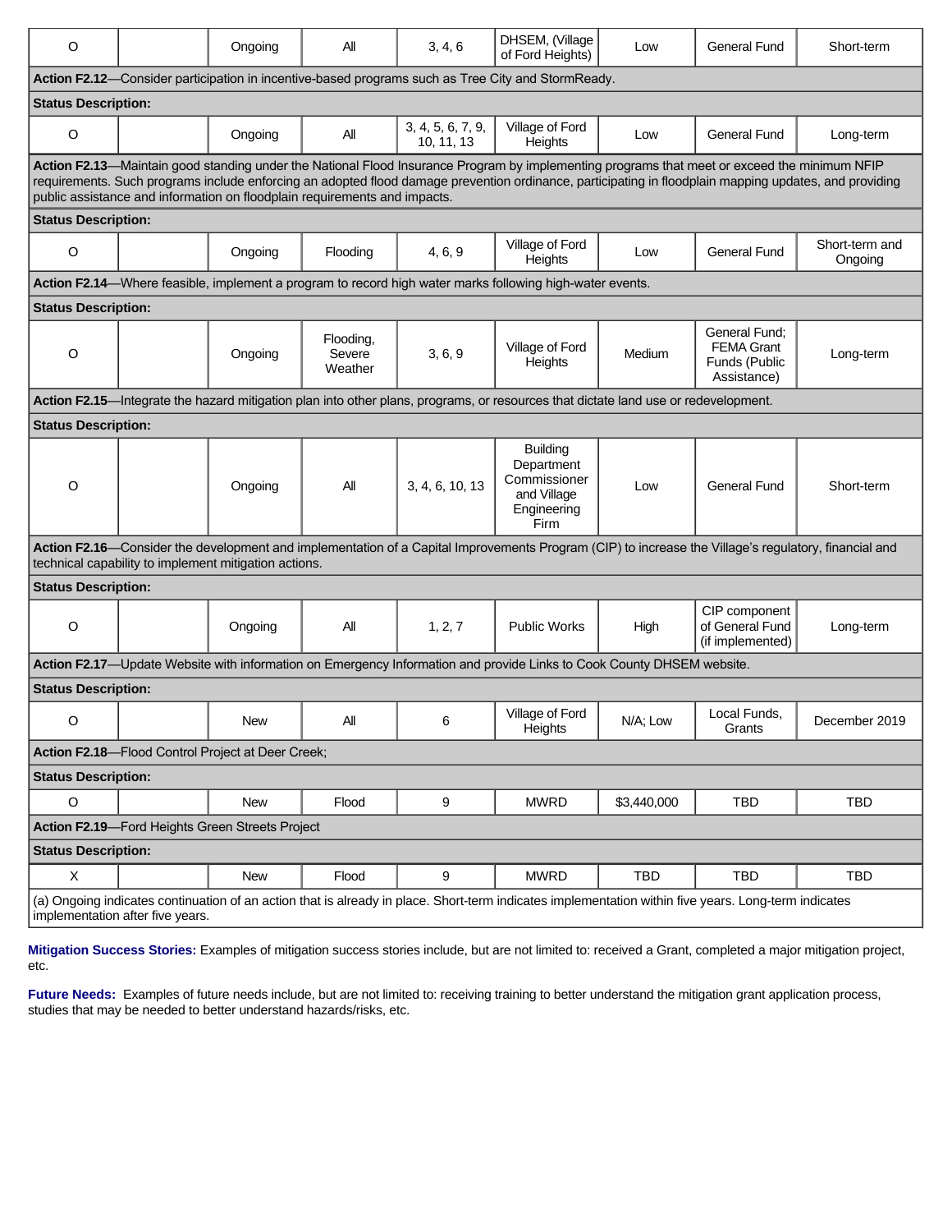| | | | | | | | | |
|---|---|---|---|---|---|---|---|---|
| O | | Ongoing | All | 3, 4, 6 | DHSEM, (Village of Ford Heights) | Low | General Fund | Short-term |
| **Action F2.12**—Consider participation in incentive-based programs such as Tree City and StormReady. | | | | | | | | |
| **Status Description:** | | | | | | | | |
| O | | Ongoing | All | 3, 4, 5, 6, 7, 9, 10, 11, 13 | Village of Ford Heights | Low | General Fund | Long-term |
| **Action F2.13**—Maintain good standing under the National Flood Insurance Program by implementing programs that meet or exceed the minimum NFIP requirements. Such programs include enforcing an adopted flood damage prevention ordinance, participating in floodplain mapping updates, and providing public assistance and information on floodplain requirements and impacts. | | | | | | | | |
| **Status Description:** | | | | | | | | |
| O | | Ongoing | Flooding | 4, 6, 9 | Village of Ford Heights | Low | General Fund | Short-term and Ongoing |
| **Action F2.14**—Where feasible, implement a program to record high water marks following high-water events. | | | | | | | | |
| **Status Description:** | | | | | | | | |
| O | | Ongoing | Flooding, Severe Weather | 3, 6, 9 | Village of Ford Heights | Medium | General Fund; FEMA Grant Funds (Public Assistance) | Long-term |
| **Action F2.15**—Integrate the hazard mitigation plan into other plans, programs, or resources that dictate land use or redevelopment. | | | | | | | | |
| **Status Description:** | | | | | | | | |
| O | | Ongoing | All | 3, 4, 6, 10, 13 | Building Department Commissioner and Village Engineering Firm | Low | General Fund | Short-term |
| **Action F2.16**—Consider the development and implementation of a Capital Improvements Program (CIP) to increase the Village's regulatory, financial and technical capability to implement mitigation actions. | | | | | | | | |
| **Status Description:** | | | | | | | | |
| O | | Ongoing | All | 1, 2, 7 | Public Works | High | CIP component of General Fund (if implemented) | Long-term |
| **Action F2.17**—Update Website with information on Emergency Information and provide Links to Cook County DHSEM website. | | | | | | | | |
| **Status Description:** | | | | | | | | |
| O | | New | All | 6 | Village of Ford Heights | N/A; Low | Local Funds, Grants | December 2019 |
| **Action F2.18**—Flood Control Project at Deer Creek; | | | | | | | | |
| **Status Description:** | | | | | | | | |
| O | | New | Flood | 9 | MWRD | $3,440,000 | TBD | TBD |
| **Action F2.19**—Ford Heights Green Streets Project | | | | | | | | |
| **Status Description:** | | | | | | | | |
| X | | New | Flood | 9 | MWRD | TBD | TBD | TBD |
| (a) Ongoing indicates continuation of an action that is already in place. Short-term indicates implementation within five years. Long-term indicates implementation after five years. | | | | | | | | |

**Mitigation Success Stories:** Examples of mitigation success stories include, but are not limited to: received a Grant, completed a major mitigation project, etc.

**Future Needs:** Examples of future needs include, but are not limited to: receiving training to better understand the mitigation grant application process, studies that may be needed to better understand hazards/risks, etc.